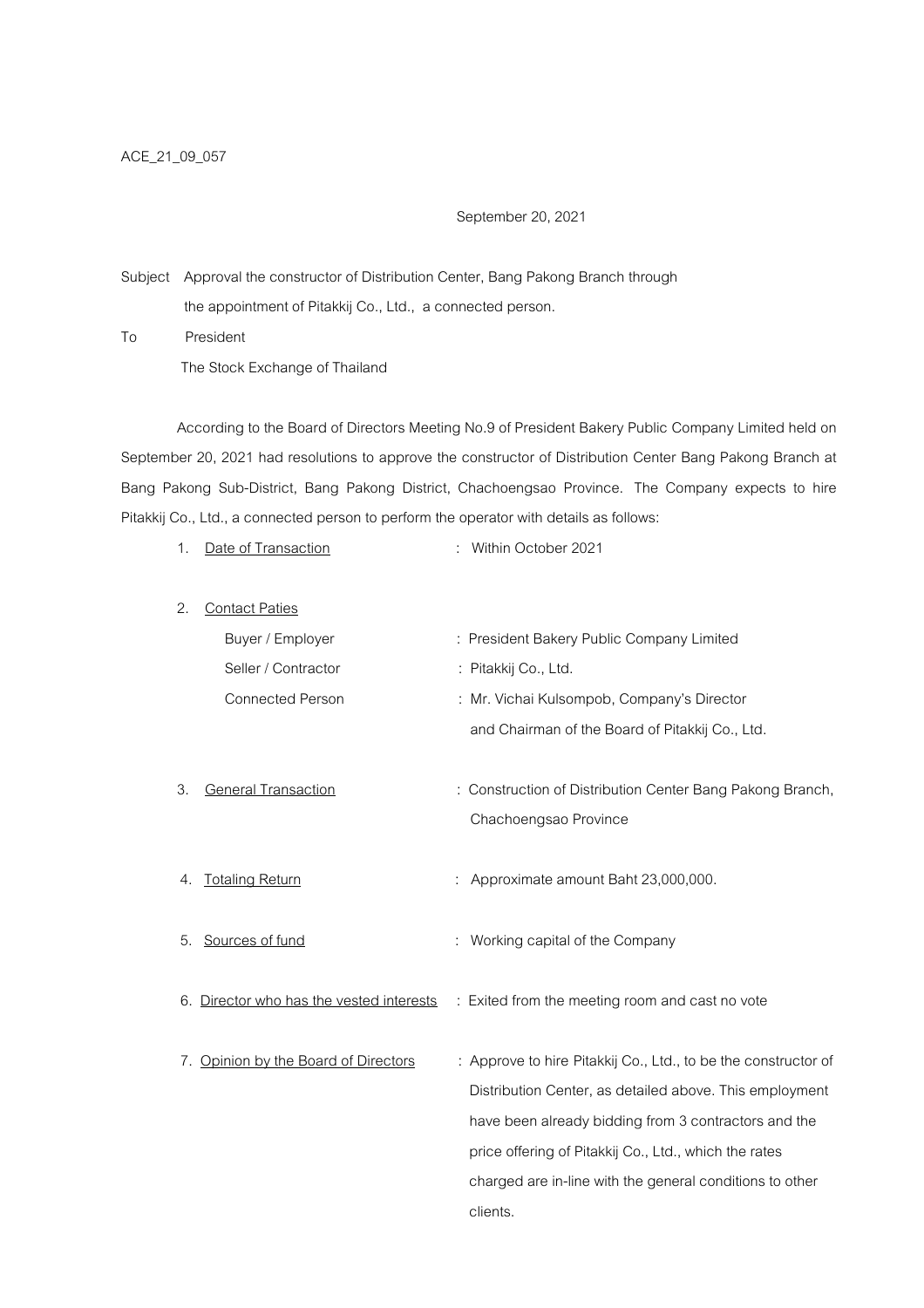ACE_21_09_057

September 20, 2021

Subject Approval the constructor of Distribution Center, Bang Pakong Branch through the appointment of Pitakkij Co., Ltd., a connected person.

To President
The Stock Exchange of Thailand

According to the Board of Directors Meeting No.9 of President Bakery Public Company Limited held on September 20, 2021 had resolutions to approve the constructor of Distribution Center Bang Pakong Branch at Bang Pakong Sub-District, Bang Pakong District, Chachoengsao Province. The Company expects to hire Pitakkij Co., Ltd., a connected person to perform the operator with details as follows:

1. Date of Transaction : Within October 2021

2. Contact Paties
   - Buyer / Employer : President Bakery Public Company Limited
   - Seller / Contractor : Pitakkij Co., Ltd.
   - Connected Person : Mr. Vichai Kulsompob, Company's Director and Chairman of the Board of Pitakkij Co., Ltd.

3. General Transaction : Construction of Distribution Center Bang Pakong Branch, Chachoengsao Province

4. Totaling Return : Approximate amount Baht 23,000,000.

5. Sources of fund : Working capital of the Company

6. Director who has the vested interests : Exited from the meeting room and cast no vote

7. Opinion by the Board of Directors : Approve to hire Pitakkij Co., Ltd., to be the constructor of Distribution Center, as detailed above. This employment have been already bidding from 3 contractors and the price offering of Pitakkij Co., Ltd., which the rates charged are in-line with the general conditions to other clients.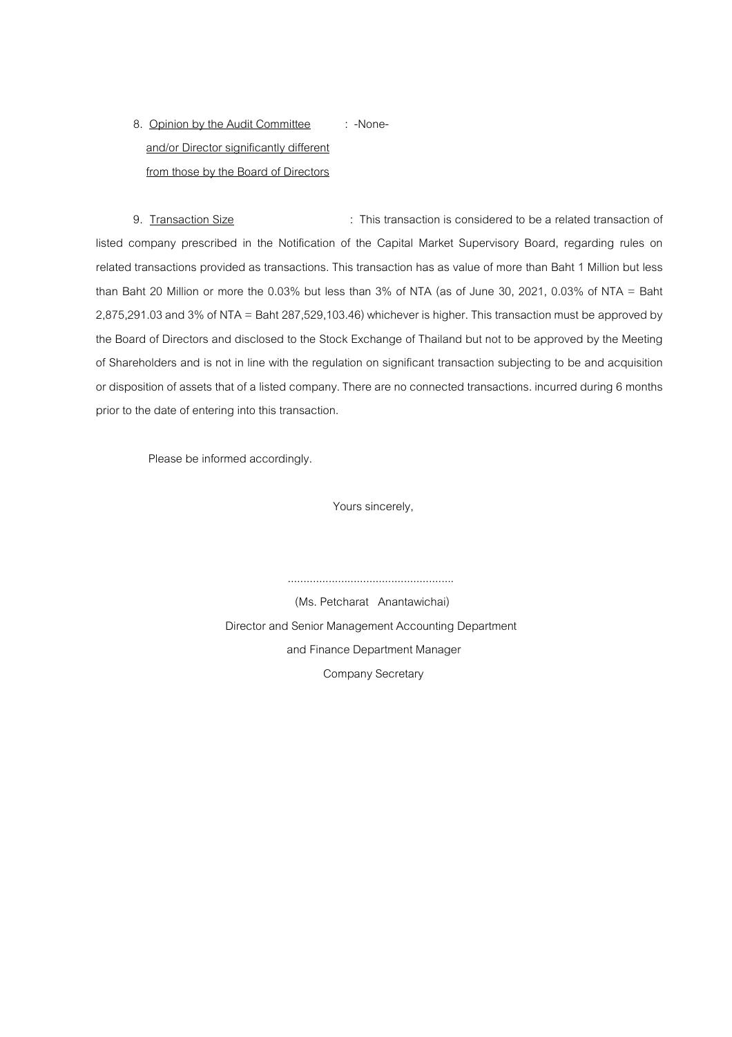8. Opinion by the Audit Committee and/or Director significantly different from those by the Board of Directors : -None-

9. Transaction Size : This transaction is considered to be a related transaction of listed company prescribed in the Notification of the Capital Market Supervisory Board, regarding rules on related transactions provided as transactions. This transaction has as value of more than Baht 1 Million but less than Baht 20 Million or more the 0.03% but less than 3% of NTA (as of June 30, 2021, 0.03% of NTA = Baht 2,875,291.03 and 3% of NTA = Baht 287,529,103.46) whichever is higher. This transaction must be approved by the Board of Directors and disclosed to the Stock Exchange of Thailand but not to be approved by the Meeting of Shareholders and is not in line with the regulation on significant transaction subjecting to be and acquisition or disposition of assets that of a listed company. There are no connected transactions. incurred during 6 months prior to the date of entering into this transaction.

Please be informed accordingly.

Yours sincerely,

....................................................

(Ms. Petcharat Anantawichai)

Director and Senior Management Accounting Department

and Finance Department Manager

Company Secretary